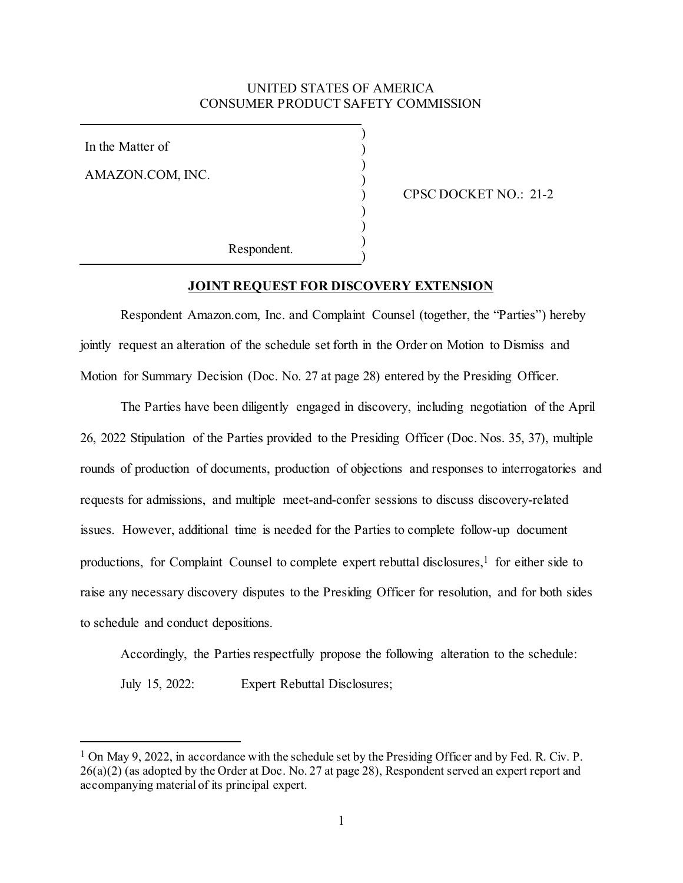UNITED STATES OF AMERICA
CONSUMER PRODUCT SAFETY COMMISSION

In the Matter of

AMAZON.COM, INC.

Respondent.

CPSC DOCKET NO.: 21-2

**JOINT REQUEST FOR DISCOVERY EXTENSION**

Respondent Amazon.com, Inc. and Complaint Counsel (together, the "Parties") hereby jointly request an alteration of the schedule set forth in the Order on Motion to Dismiss and Motion for Summary Decision (Doc. No. 27 at page 28) entered by the Presiding Officer.

The Parties have been diligently engaged in discovery, including negotiation of the April 26, 2022 Stipulation of the Parties provided to the Presiding Officer (Doc. Nos. 35, 37), multiple rounds of production of documents, production of objections and responses to interrogatories and requests for admissions, and multiple meet-and-confer sessions to discuss discovery-related issues. However, additional time is needed for the Parties to complete follow-up document productions, for Complaint Counsel to complete expert rebuttal disclosures,[1] for either side to raise any necessary discovery disputes to the Presiding Officer for resolution, and for both sides to schedule and conduct depositions.

Accordingly, the Parties respectfully propose the following alteration to the schedule:

July 15, 2022: Expert Rebuttal Disclosures;

---

[1] On May 9, 2022, in accordance with the schedule set by the Presiding Officer and by Fed. R. Civ. P. 26(a)(2) (as adopted by the Order at Doc. No. 27 at page 28), Respondent served an expert report and accompanying material of its principal expert.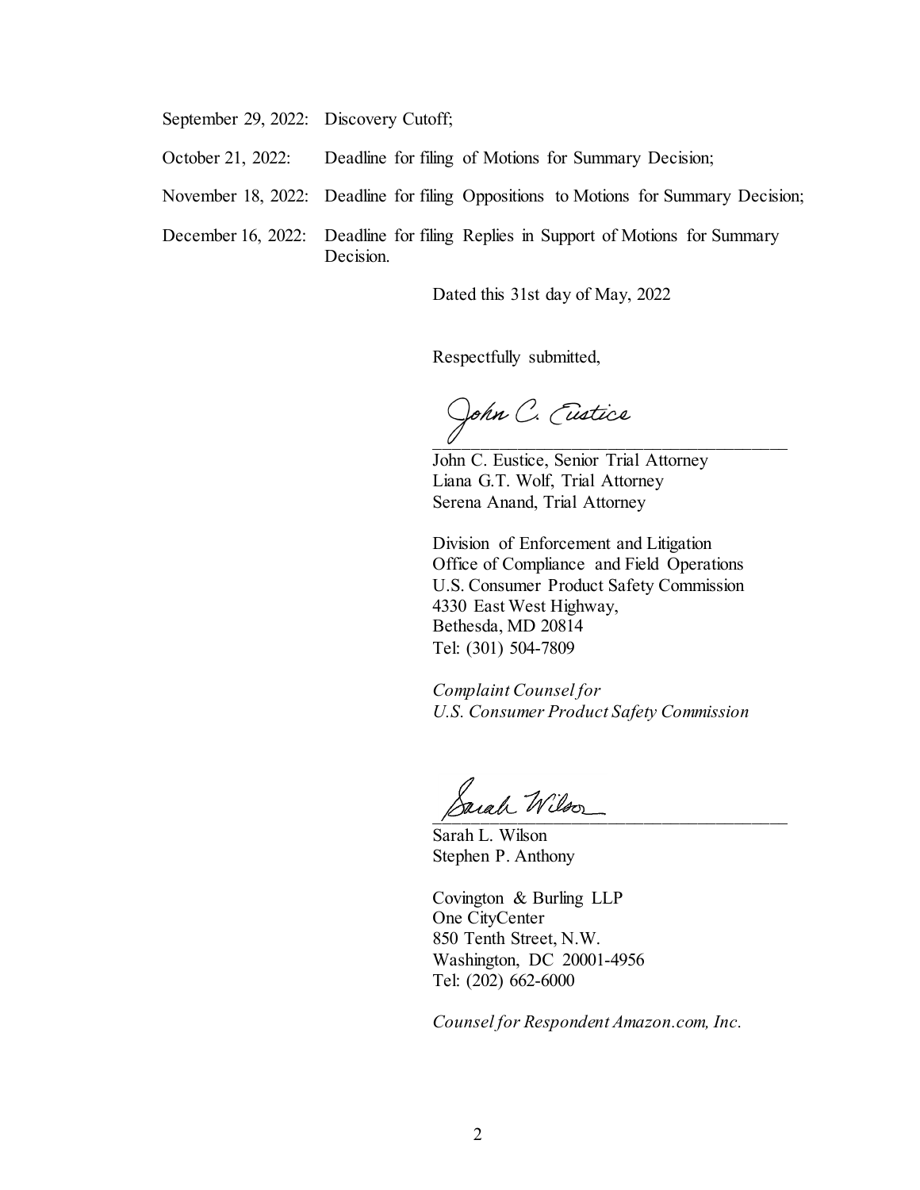September 29, 2022: Discovery Cutoff;

October 21, 2022: Deadline for filing of Motions for Summary Decision;

November 18, 2022: Deadline for filing Oppositions to Motions for Summary Decision;

December 16, 2022: Deadline for filing Replies in Support of Motions for Summary Decision.

Dated this 31st day of May, 2022

Respectfully submitted,

John C. Eustice
\_\_\_\_\_\_\_\_\_\_\_\_\_\_\_\_\_\_\_\_\_\_\_\_\_\_\_\_\_\_\_\_\_\_\_\_\_\_\_\_
John C. Eustice, Senior Trial Attorney
Liana G.T. Wolf, Trial Attorney
Serena Anand, Trial Attorney

Division of Enforcement and Litigation
Office of Compliance and Field Operations
U.S. Consumer Product Safety Commission
4330 East West Highway,
Bethesda, MD 20814
Tel: (301) 504-7809

*Complaint Counsel for*
*U.S. Consumer Product Safety Commission*

Sarah Wilson
\_\_\_\_\_\_\_\_\_\_\_\_\_\_\_\_\_\_\_\_\_\_\_\_\_\_\_\_\_\_\_\_\_\_\_\_\_\_\_\_
Sarah L. Wilson
Stephen P. Anthony

Covington & Burling LLP
One CityCenter
850 Tenth Street, N.W.
Washington, DC 20001-4956
Tel: (202) 662-6000

*Counsel for Respondent Amazon.com, Inc.*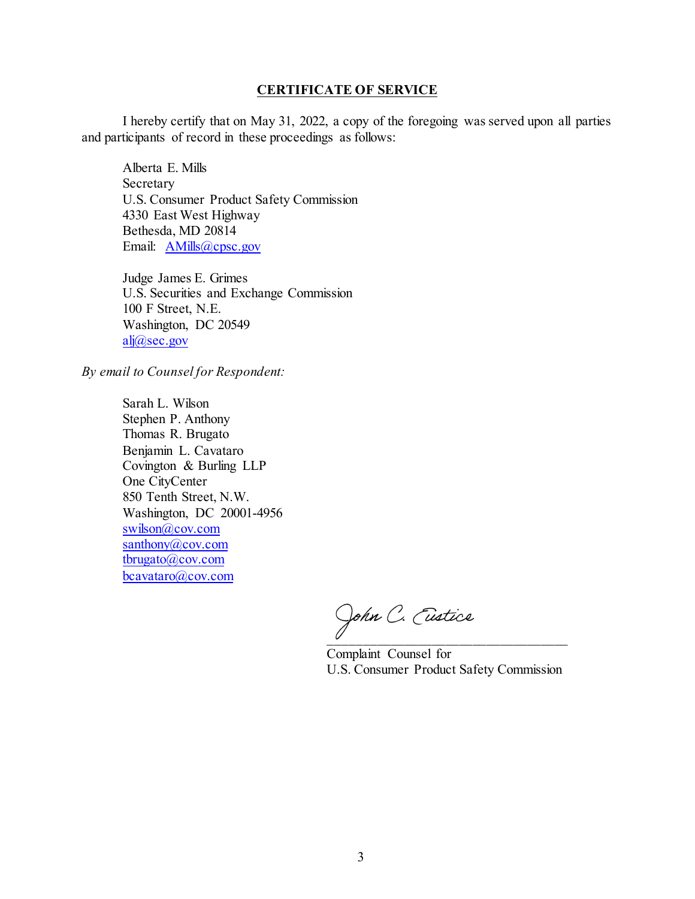**CERTIFICATE OF SERVICE**

I hereby certify that on May 31, 2022, a copy of the foregoing was served upon all parties and participants of record in these proceedings as follows:

Alberta E. Mills  
Secretary  
U.S. Consumer Product Safety Commission  
4330 East West Highway  
Bethesda, MD 20814  
Email: AMills@cpsc.gov

Judge James E. Grimes  
U.S. Securities and Exchange Commission  
100 F Street, N.E.  
Washington, DC 20549  
alj@sec.gov

*By email to Counsel for Respondent:*

Sarah L. Wilson  
Stephen P. Anthony  
Thomas R. Brugato  
Benjamin L. Cavataro  
Covington & Burling LLP  
One CityCenter  
850 Tenth Street, N.W.  
Washington, DC 20001-4956  
swilson@cov.com  
santhony@cov.com  
tbrugato@cov.com  
bcavataro@cov.com

John C. Eustice  
\_\_\_\_\_\_\_\_\_\_\_\_\_\_\_\_\_\_\_\_\_\_\_\_\_\_\_\_\_\_\_\_\_\_\_\_  
Complaint Counsel for  
U.S. Consumer Product Safety Commission